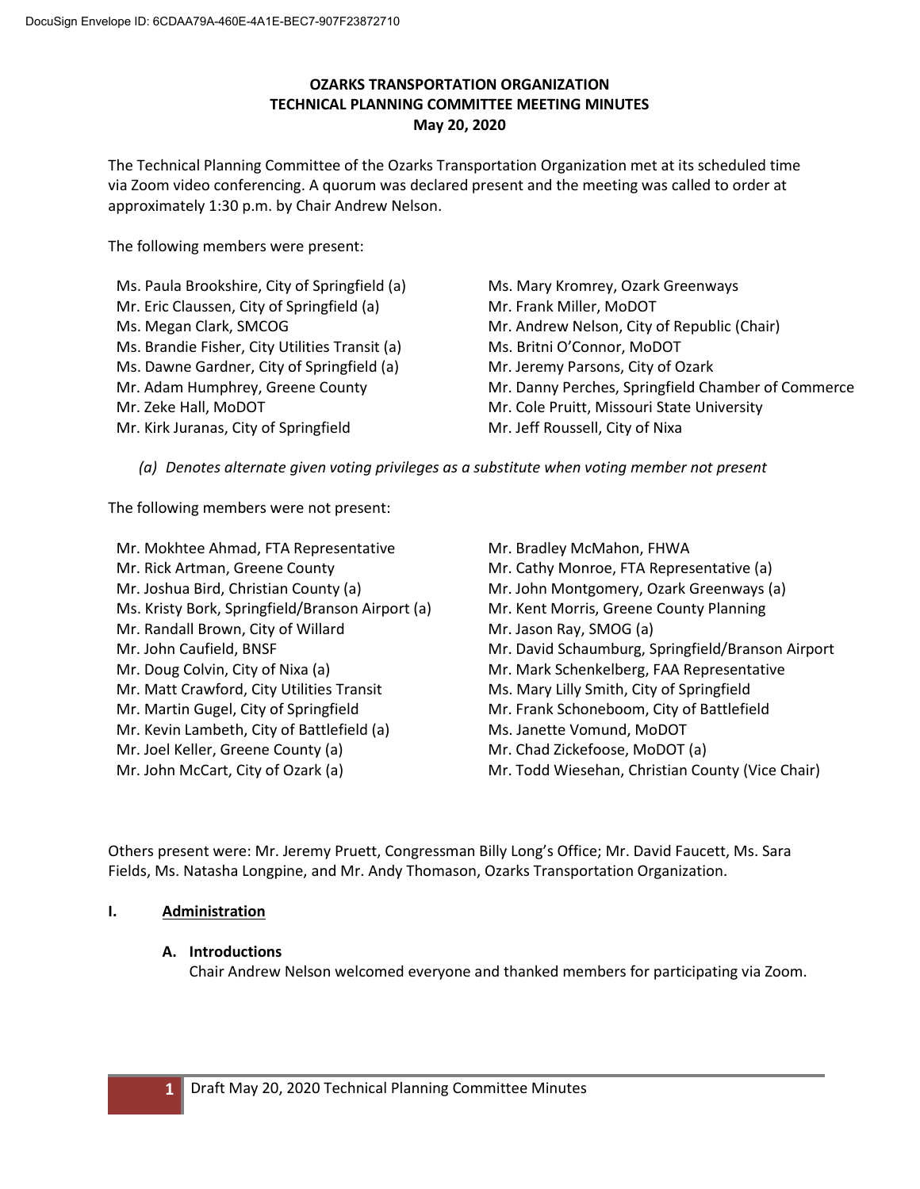DocuSign Envelope ID: 6CDAA79A-460E-4A1E-BEC7-907F23872710

# OZARKS TRANSPORTATION ORGANIZATION
# TECHNICAL PLANNING COMMITTEE MEETING MINUTES
## May 20, 2020

The Technical Planning Committee of the Ozarks Transportation Organization met at its scheduled time via Zoom video conferencing. A quorum was declared present and the meeting was called to order at approximately 1:30 p.m. by Chair Andrew Nelson.

The following members were present:

Ms. Paula Brookshire, City of Springfield (a)
Mr. Eric Claussen, City of Springfield (a)
Ms. Megan Clark, SMCOG
Ms. Brandie Fisher, City Utilities Transit (a)
Ms. Dawne Gardner, City of Springfield (a)
Mr. Adam Humphrey, Greene County
Mr. Zeke Hall, MoDOT
Mr. Kirk Juranas, City of Springfield
Ms. Mary Kromrey, Ozark Greenways
Mr. Frank Miller, MoDOT
Mr. Andrew Nelson, City of Republic (Chair)
Ms. Britni O'Connor, MoDOT
Mr. Jeremy Parsons, City of Ozark
Mr. Danny Perches, Springfield Chamber of Commerce
Mr. Cole Pruitt, Missouri State University
Mr. Jeff Roussell, City of Nixa

*(a) Denotes alternate given voting privileges as a substitute when voting member not present*

The following members were not present:

Mr. Mokhtee Ahmad, FTA Representative
Mr. Rick Artman, Greene County
Mr. Joshua Bird, Christian County (a)
Ms. Kristy Bork, Springfield/Branson Airport (a)
Mr. Randall Brown, City of Willard
Mr. John Caufield, BNSF
Mr. Doug Colvin, City of Nixa (a)
Mr. Matt Crawford, City Utilities Transit
Mr. Martin Gugel, City of Springfield
Mr. Kevin Lambeth, City of Battlefield (a)
Mr. Joel Keller, Greene County (a)
Mr. John McCart, City of Ozark (a)
Mr. Bradley McMahon, FHWA
Mr. Cathy Monroe, FTA Representative (a)
Mr. John Montgomery, Ozark Greenways (a)
Mr. Kent Morris, Greene County Planning
Mr. Jason Ray, SMOG (a)
Mr. David Schaumburg, Springfield/Branson Airport
Mr. Mark Schenkelberg, FAA Representative
Ms. Mary Lilly Smith, City of Springfield
Mr. Frank Schoneboom, City of Battlefield
Ms. Janette Vomund, MoDOT
Mr. Chad Zickefoose, MoDOT (a)
Mr. Todd Wiesehan, Christian County (Vice Chair)

Others present were: Mr. Jeremy Pruett, Congressman Billy Long's Office; Mr. David Faucett, Ms. Sara Fields, Ms. Natasha Longpine, and Mr. Andy Thomason, Ozarks Transportation Organization.

## I. Administration

### A. Introductions

Chair Andrew Nelson welcomed everyone and thanked members for participating via Zoom.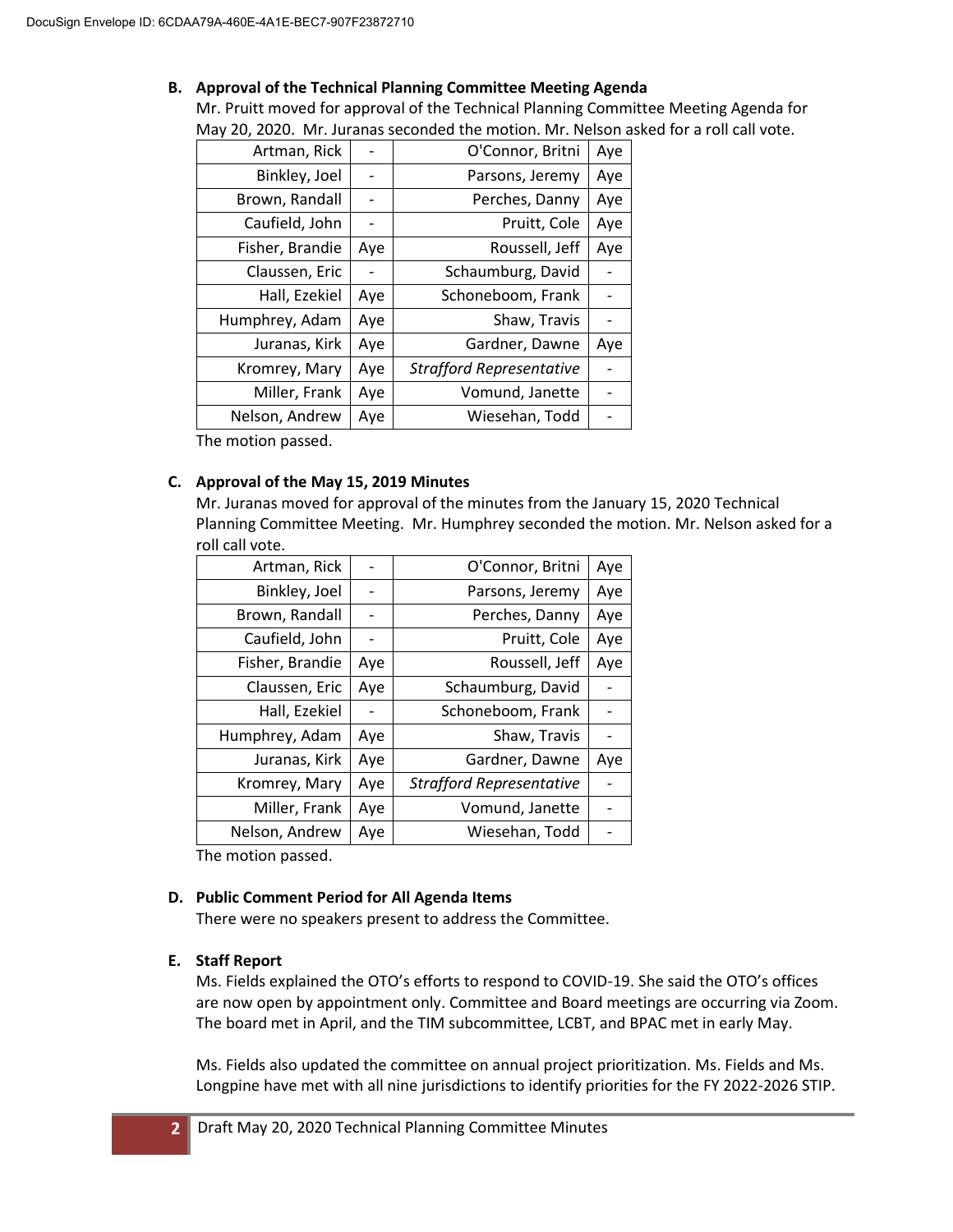**B. Approval of the Technical Planning Committee Meeting Agenda**

Mr. Pruitt moved for approval of the Technical Planning Committee Meeting Agenda for May 20, 2020. Mr. Juranas seconded the motion. Mr. Nelson asked for a roll call vote.

| | | | |
|---|---|---|---|
| Artman, Rick | - | O'Connor, Britni | Aye |
| Binkley, Joel | - | Parsons, Jeremy | Aye |
| Brown, Randall | - | Perches, Danny | Aye |
| Caufield, John | - | Pruitt, Cole | Aye |
| Fisher, Brandie | Aye | Roussell, Jeff | Aye |
| Claussen, Eric | - | Schaumburg, David | - |
| Hall, Ezekiel | Aye | Schoneboom, Frank | - |
| Humphrey, Adam | Aye | Shaw, Travis | - |
| Juranas, Kirk | Aye | Gardner, Dawne | Aye |
| Kromrey, Mary | Aye | *Strafford Representative* | - |
| Miller, Frank | Aye | Vomund, Janette | - |
| Nelson, Andrew | Aye | Wiesehan, Todd | - |

The motion passed.

**C. Approval of the May 15, 2019 Minutes**

Mr. Juranas moved for approval of the minutes from the January 15, 2020 Technical Planning Committee Meeting. Mr. Humphrey seconded the motion. Mr. Nelson asked for a roll call vote.

| | | | |
|---|---|---|---|
| Artman, Rick | - | O'Connor, Britni | Aye |
| Binkley, Joel | - | Parsons, Jeremy | Aye |
| Brown, Randall | - | Perches, Danny | Aye |
| Caufield, John | - | Pruitt, Cole | Aye |
| Fisher, Brandie | Aye | Roussell, Jeff | Aye |
| Claussen, Eric | Aye | Schaumburg, David | - |
| Hall, Ezekiel | - | Schoneboom, Frank | - |
| Humphrey, Adam | Aye | Shaw, Travis | - |
| Juranas, Kirk | Aye | Gardner, Dawne | Aye |
| Kromrey, Mary | Aye | *Strafford Representative* | - |
| Miller, Frank | Aye | Vomund, Janette | - |
| Nelson, Andrew | Aye | Wiesehan, Todd | - |

The motion passed.

**D. Public Comment Period for All Agenda Items**

There were no speakers present to address the Committee.

**E. Staff Report**

Ms. Fields explained the OTO's efforts to respond to COVID-19. She said the OTO's offices are now open by appointment only. Committee and Board meetings are occurring via Zoom. The board met in April, and the TIM subcommittee, LCBT, and BPAC met in early May.

Ms. Fields also updated the committee on annual project prioritization. Ms. Fields and Ms. Longpine have met with all nine jurisdictions to identify priorities for the FY 2022-2026 STIP.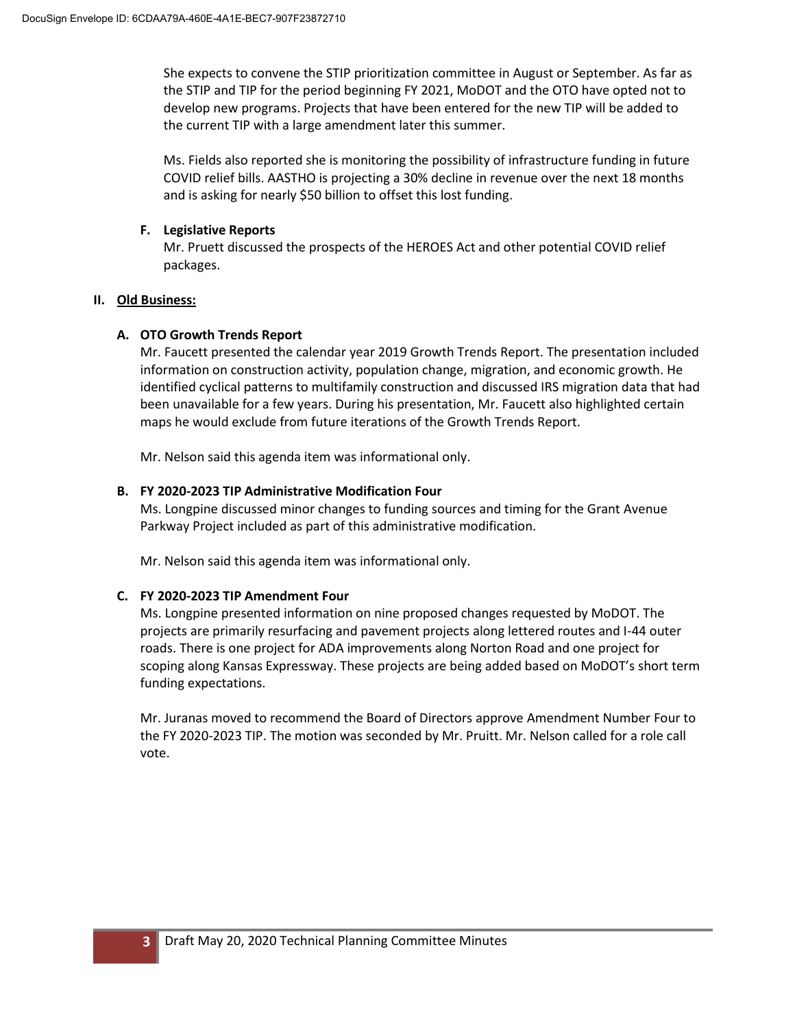She expects to convene the STIP prioritization committee in August or September. As far as the STIP and TIP for the period beginning FY 2021, MoDOT and the OTO have opted not to develop new programs. Projects that have been entered for the new TIP will be added to the current TIP with a large amendment later this summer.

Ms. Fields also reported she is monitoring the possibility of infrastructure funding in future COVID relief bills. AASTHO is projecting a 30% decline in revenue over the next 18 months and is asking for nearly $50 billion to offset this lost funding.

**F. Legislative Reports**

Mr. Pruett discussed the prospects of the HEROES Act and other potential COVID relief packages.

## II. Old Business:

**A. OTO Growth Trends Report**

Mr. Faucett presented the calendar year 2019 Growth Trends Report. The presentation included information on construction activity, population change, migration, and economic growth. He identified cyclical patterns to multifamily construction and discussed IRS migration data that had been unavailable for a few years. During his presentation, Mr. Faucett also highlighted certain maps he would exclude from future iterations of the Growth Trends Report.

Mr. Nelson said this agenda item was informational only.

**B. FY 2020-2023 TIP Administrative Modification Four**

Ms. Longpine discussed minor changes to funding sources and timing for the Grant Avenue Parkway Project included as part of this administrative modification.

Mr. Nelson said this agenda item was informational only.

**C. FY 2020-2023 TIP Amendment Four**

Ms. Longpine presented information on nine proposed changes requested by MoDOT. The projects are primarily resurfacing and pavement projects along lettered routes and I-44 outer roads. There is one project for ADA improvements along Norton Road and one project for scoping along Kansas Expressway. These projects are being added based on MoDOT's short term funding expectations.

Mr. Juranas moved to recommend the Board of Directors approve Amendment Number Four to the FY 2020-2023 TIP. The motion was seconded by Mr. Pruett. Mr. Nelson called for a role call vote.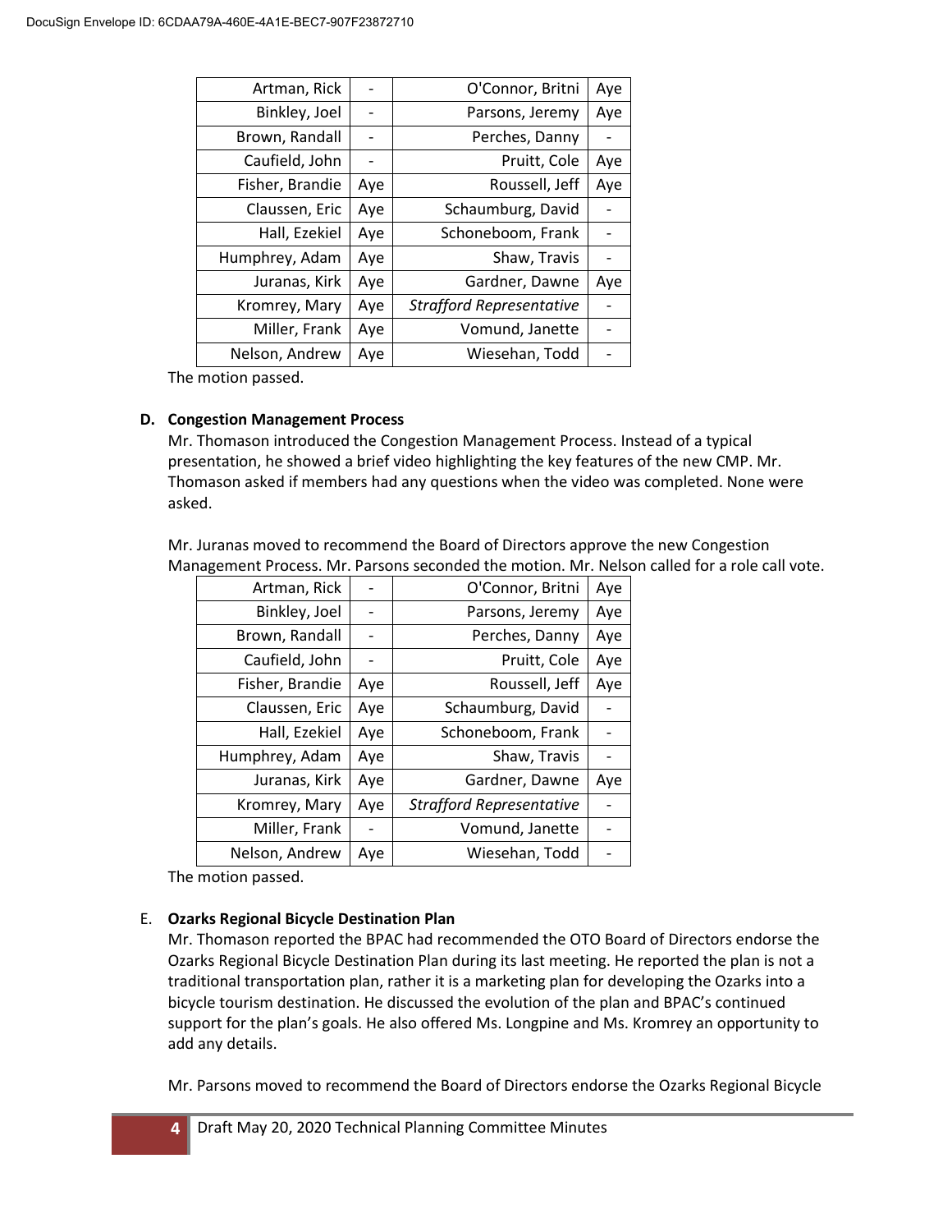DocuSign Envelope ID: 6CDAA79A-460E-4A1E-BEC7-907F23872710

| | | | |
|---|---|---|---|
| Artman, Rick | - | O'Connor, Britni | Aye |
| Binkley, Joel | - | Parsons, Jeremy | Aye |
| Brown, Randall | - | Perches, Danny | - |
| Caufield, John | - | Pruitt, Cole | Aye |
| Fisher, Brandie | Aye | Roussell, Jeff | Aye |
| Claussen, Eric | Aye | Schaumburg, David | - |
| Hall, Ezekiel | Aye | Schoneboom, Frank | - |
| Humphrey, Adam | Aye | Shaw, Travis | - |
| Juranas, Kirk | Aye | Gardner, Dawne | Aye |
| Kromrey, Mary | Aye | *Strafford Representative* | - |
| Miller, Frank | Aye | Vomund, Janette | - |
| Nelson, Andrew | Aye | Wiesehan, Todd | - |

The motion passed.

**D. Congestion Management Process**

Mr. Thomason introduced the Congestion Management Process. Instead of a typical presentation, he showed a brief video highlighting the key features of the new CMP. Mr. Thomason asked if members had any questions when the video was completed. None were asked.

Mr. Juranas moved to recommend the Board of Directors approve the new Congestion Management Process. Mr. Parsons seconded the motion. Mr. Nelson called for a role call vote.

| | | | |
|---|---|---|---|
| Artman, Rick | - | O'Connor, Britni | Aye |
| Binkley, Joel | - | Parsons, Jeremy | Aye |
| Brown, Randall | - | Perches, Danny | Aye |
| Caufield, John | - | Pruitt, Cole | Aye |
| Fisher, Brandie | Aye | Roussell, Jeff | Aye |
| Claussen, Eric | Aye | Schaumburg, David | - |
| Hall, Ezekiel | Aye | Schoneboom, Frank | - |
| Humphrey, Adam | Aye | Shaw, Travis | - |
| Juranas, Kirk | Aye | Gardner, Dawne | Aye |
| Kromrey, Mary | Aye | *Strafford Representative* | - |
| Miller, Frank | - | Vomund, Janette | - |
| Nelson, Andrew | Aye | Wiesehan, Todd | - |

The motion passed.

**E. Ozarks Regional Bicycle Destination Plan**

Mr. Thomason reported the BPAC had recommended the OTO Board of Directors endorse the Ozarks Regional Bicycle Destination Plan during its last meeting. He reported the plan is not a traditional transportation plan, rather it is a marketing plan for developing the Ozarks into a bicycle tourism destination. He discussed the evolution of the plan and BPAC's continued support for the plan's goals. He also offered Ms. Longpine and Ms. Kromrey an opportunity to add any details.

Mr. Parsons moved to recommend the Board of Directors endorse the Ozarks Regional Bicycle

Draft May 20, 2020 Technical Planning Committee Minutes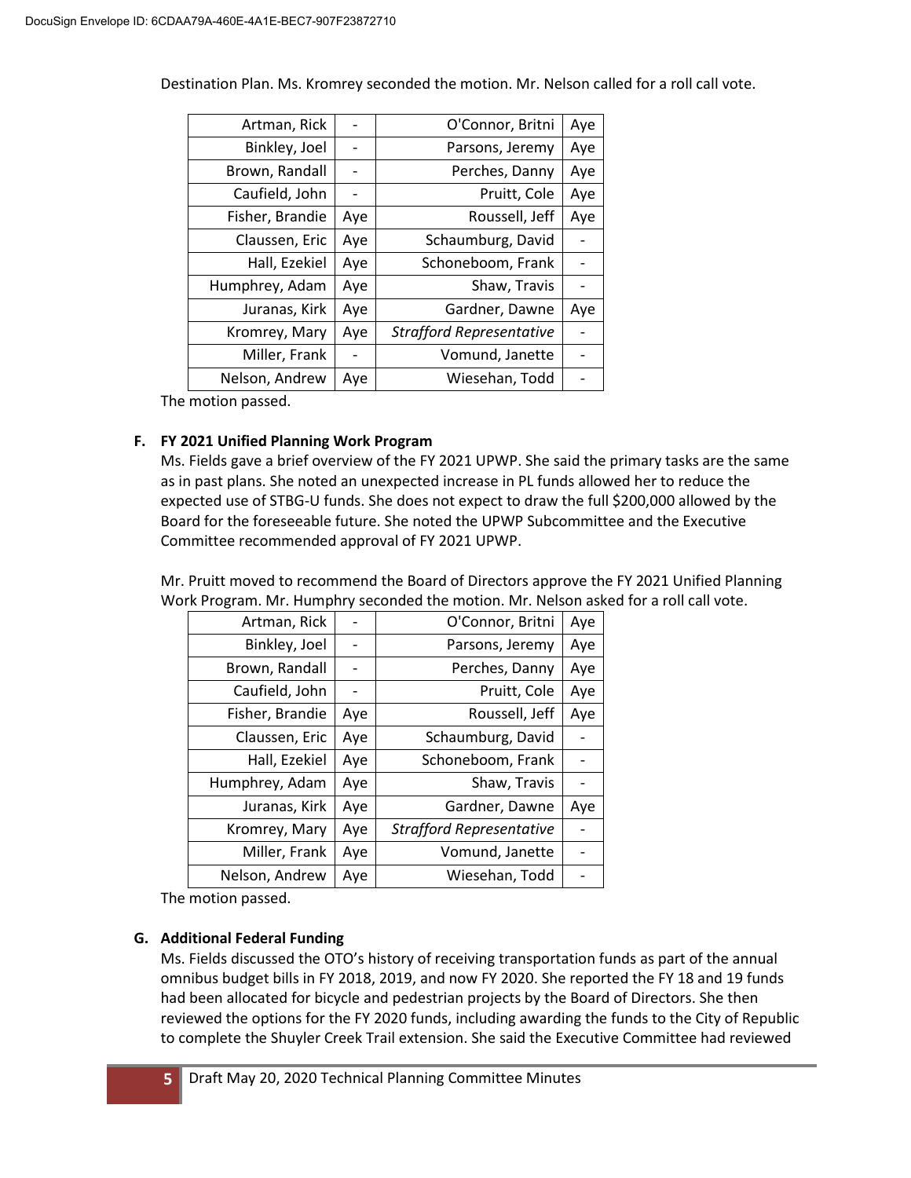Destination Plan. Ms. Kromrey seconded the motion. Mr. Nelson called for a roll call vote.

| | | | |
|---|---|---|---|
| Artman, Rick | - | O'Connor, Britni | Aye |
| Binkley, Joel | - | Parsons, Jeremy | Aye |
| Brown, Randall | - | Perches, Danny | Aye |
| Caufield, John | - | Pruitt, Cole | Aye |
| Fisher, Brandie | Aye | Roussell, Jeff | Aye |
| Claussen, Eric | Aye | Schaumburg, David | - |
| Hall, Ezekiel | Aye | Schoneboom, Frank | - |
| Humphrey, Adam | Aye | Shaw, Travis | - |
| Juranas, Kirk | Aye | Gardner, Dawne | Aye |
| Kromrey, Mary | Aye | *Strafford Representative* | - |
| Miller, Frank | - | Vomund, Janette | - |
| Nelson, Andrew | Aye | Wiesehan, Todd | - |

The motion passed.

**F. FY 2021 Unified Planning Work Program**

Ms. Fields gave a brief overview of the FY 2021 UPWP. She said the primary tasks are the same as in past plans. She noted an unexpected increase in PL funds allowed her to reduce the expected use of STBG-U funds. She does not expect to draw the full $200,000 allowed by the Board for the foreseeable future. She noted the UPWP Subcommittee and the Executive Committee recommended approval of FY 2021 UPWP.

Mr. Pruitt moved to recommend the Board of Directors approve the FY 2021 Unified Planning Work Program. Mr. Humphry seconded the motion. Mr. Nelson asked for a roll call vote.

| | | | |
|---|---|---|---|
| Artman, Rick | - | O'Connor, Britni | Aye |
| Binkley, Joel | - | Parsons, Jeremy | Aye |
| Brown, Randall | - | Perches, Danny | Aye |
| Caufield, John | - | Pruitt, Cole | Aye |
| Fisher, Brandie | Aye | Roussell, Jeff | Aye |
| Claussen, Eric | Aye | Schaumburg, David | - |
| Hall, Ezekiel | Aye | Schoneboom, Frank | - |
| Humphrey, Adam | Aye | Shaw, Travis | - |
| Juranas, Kirk | Aye | Gardner, Dawne | Aye |
| Kromrey, Mary | Aye | *Strafford Representative* | - |
| Miller, Frank | Aye | Vomund, Janette | - |
| Nelson, Andrew | Aye | Wiesehan, Todd | - |

The motion passed.

**G. Additional Federal Funding**

Ms. Fields discussed the OTO's history of receiving transportation funds as part of the annual omnibus budget bills in FY 2018, 2019, and now FY 2020. She reported the FY 18 and 19 funds had been allocated for bicycle and pedestrian projects by the Board of Directors. She then reviewed the options for the FY 2020 funds, including awarding the funds to the City of Republic to complete the Shuyler Creek Trail extension. She said the Executive Committee had reviewed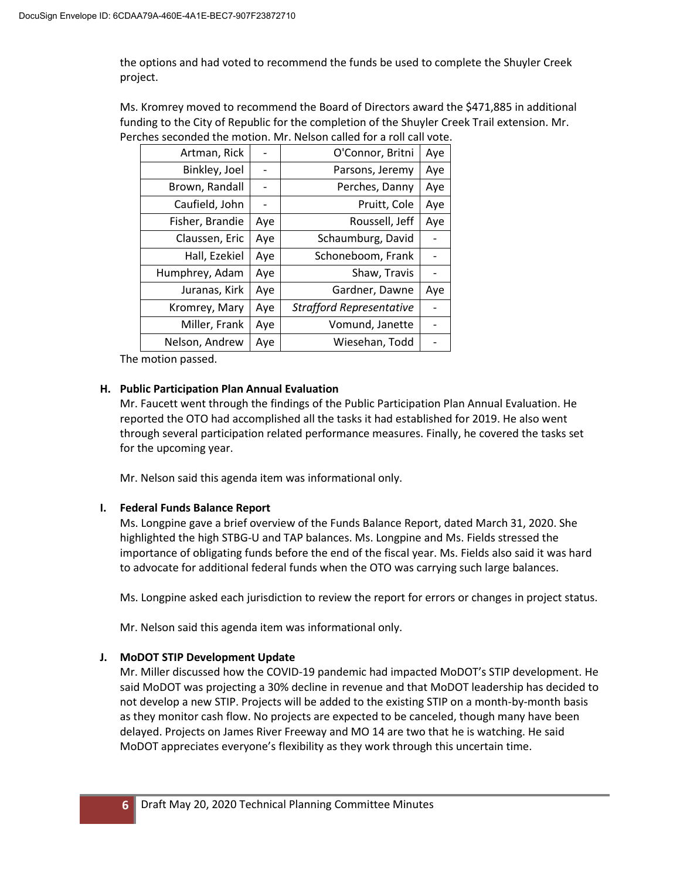the options and had voted to recommend the funds be used to complete the Shuyler Creek project.

Ms. Kromrey moved to recommend the Board of Directors award the $471,885 in additional funding to the City of Republic for the completion of the Shuyler Creek Trail extension. Mr. Perches seconded the motion. Mr. Nelson called for a roll call vote.

| | | | |
|---|---|---|---|
| Artman, Rick | - | O'Connor, Britni | Aye |
| Binkley, Joel | - | Parsons, Jeremy | Aye |
| Brown, Randall | - | Perches, Danny | Aye |
| Caufield, John | - | Pruitt, Cole | Aye |
| Fisher, Brandie | Aye | Roussell, Jeff | Aye |
| Claussen, Eric | Aye | Schaumburg, David | - |
| Hall, Ezekiel | Aye | Schoneboom, Frank | - |
| Humphrey, Adam | Aye | Shaw, Travis | - |
| Juranas, Kirk | Aye | Gardner, Dawne | Aye |
| Kromrey, Mary | Aye | *Strafford Representative* | - |
| Miller, Frank | Aye | Vomund, Janette | - |
| Nelson, Andrew | Aye | Wiesehan, Todd | - |

The motion passed.

**H. Public Participation Plan Annual Evaluation**

Mr. Faucett went through the findings of the Public Participation Plan Annual Evaluation. He reported the OTO had accomplished all the tasks it had established for 2019. He also went through several participation related performance measures. Finally, he covered the tasks set for the upcoming year.

Mr. Nelson said this agenda item was informational only.

**I. Federal Funds Balance Report**

Ms. Longpine gave a brief overview of the Funds Balance Report, dated March 31, 2020. She highlighted the high STBG-U and TAP balances. Ms. Longpine and Ms. Fields stressed the importance of obligating funds before the end of the fiscal year. Ms. Fields also said it was hard to advocate for additional federal funds when the OTO was carrying such large balances.

Ms. Longpine asked each jurisdiction to review the report for errors or changes in project status.

Mr. Nelson said this agenda item was informational only.

**J. MoDOT STIP Development Update**

Mr. Miller discussed how the COVID-19 pandemic had impacted MoDOT's STIP development. He said MoDOT was projecting a 30% decline in revenue and that MoDOT leadership has decided to not develop a new STIP. Projects will be added to the existing STIP on a month-by-month basis as they monitor cash flow. No projects are expected to be canceled, though many have been delayed. Projects on James River Freeway and MO 14 are two that he is watching. He said MoDOT appreciates everyone's flexibility as they work through this uncertain time.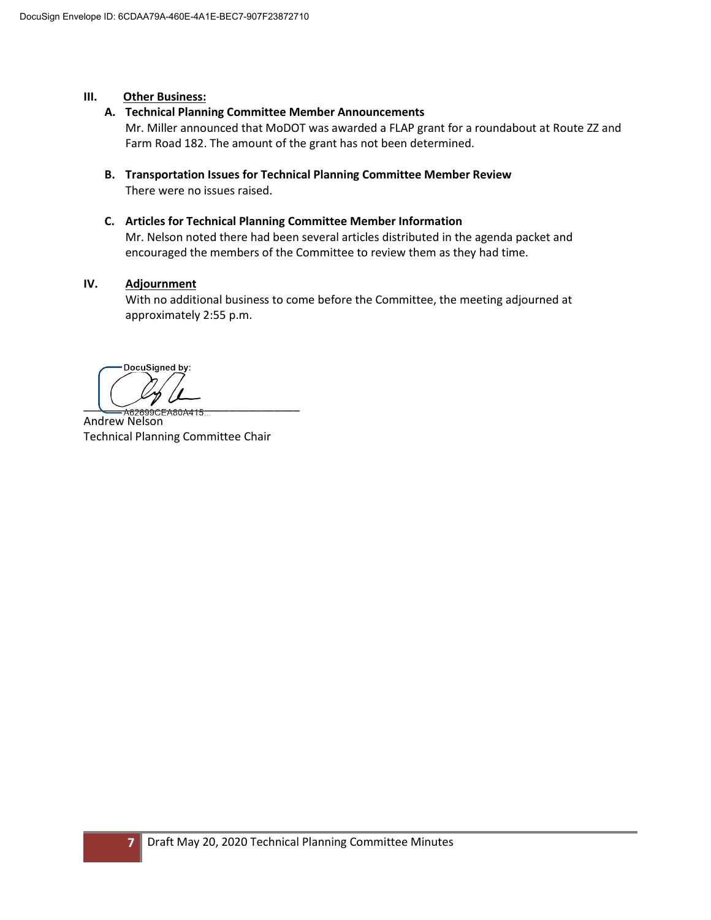## III. Other Business:

### A. Technical Planning Committee Member Announcements

Mr. Miller announced that MoDOT was awarded a FLAP grant for a roundabout at Route ZZ and Farm Road 182. The amount of the grant has not been determined.

### B. Transportation Issues for Technical Planning Committee Member Review

There were no issues raised.

### C. Articles for Technical Planning Committee Member Information

Mr. Nelson noted there had been several articles distributed in the agenda packet and encouraged the members of the Committee to review them as they had time.

## IV. Adjournment

With no additional business to come before the Committee, the meeting adjourned at approximately 2:55 p.m.

DocuSigned by:

A62699CEA80A415...

Andrew Nelson
Technical Planning Committee Chair